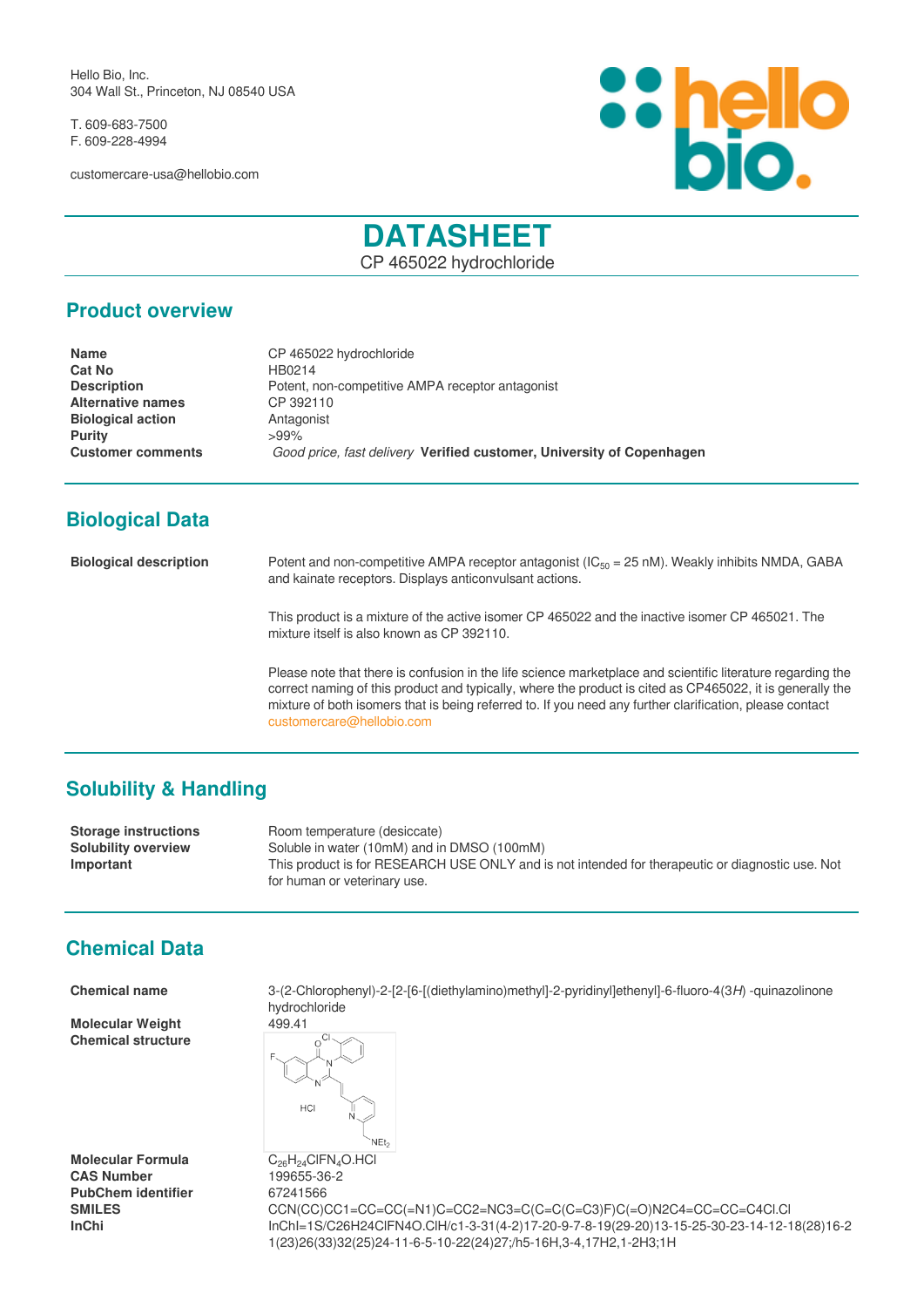Hello Bio, Inc.
304 Wall St., Princeton, NJ 08540 USA

T. 609-683-7500
F. 609-228-4994

customercare-usa@hellobio.com

# DATASHEET

CP 465022 hydrochloride

## Product overview

| | |
|---|---|
| **Name** | CP 465022 hydrochloride |
| **Cat No** | HB0214 |
| **Description** | Potent, non-competitive AMPA receptor antagonist |
| **Alternative names** | CP 392110 |
| **Biological action** | Antagonist |
| **Purity** | >99% |
| **Customer comments** | *Good price, fast delivery* **Verified customer, University of Copenhagen** |

## Biological Data

**Biological description**

Potent and non-competitive AMPA receptor antagonist ($IC_{50}$ = 25 nM). Weakly inhibits NMDA, GABA and kainate receptors. Displays anticonvulsant actions.

This product is a mixture of the active isomer CP 465022 and the inactive isomer CP 465021. The mixture itself is also known as CP 392110.

Please note that there is confusion in the life science marketplace and scientific literature regarding the correct naming of this product and typically, where the product is cited as CP465022, it is generally the mixture of both isomers that is being referred to. If you need any further clarification, please contact customercare@hellobio.com

## Solubility & Handling

| | |
|---|---|
| **Storage instructions** | Room temperature (desiccate) |
| **Solubility overview** | Soluble in water (10mM) and in DMSO (100mM) |
| **Important** | This product is for RESEARCH USE ONLY and is not intended for therapeutic or diagnostic use. Not for human or veterinary use. |

## Chemical Data

| | |
|---|---|
| **Chemical name** | 3-(2-Chlorophenyl)-2-[2-[6-[(diethylamino)methyl]-2-pyridinyl]ethenyl]-6-fluoro-4(3*H*) -quinazolinone hydrochloride |
| **Molecular Weight** | 499.41 |
| **Chemical structure** | |
| **Molecular Formula** | $C_{26}H_{24}ClFN_4O.HCl$ |
| **CAS Number** | 199655-36-2 |
| **PubChem identifier** | 67241566 |
| **SMILES** | CCN(CC)CC1=CC=CC(=N1)C=CC2=NC3=C(C=C(C=C3)F)C(=O)N2C4=CC=CC=C4Cl.Cl |
| **InChi** | InChI=1S/C26H24ClFN4O.ClH/c1-3-31(4-2)17-20-9-7-8-19(29-20)13-15-25-30-23-14-12-18(28)16-21(23)26(33)32(25)24-11-6-5-10-22(24)27;/h5-16H,3-4,17H2,1-2H3;1H |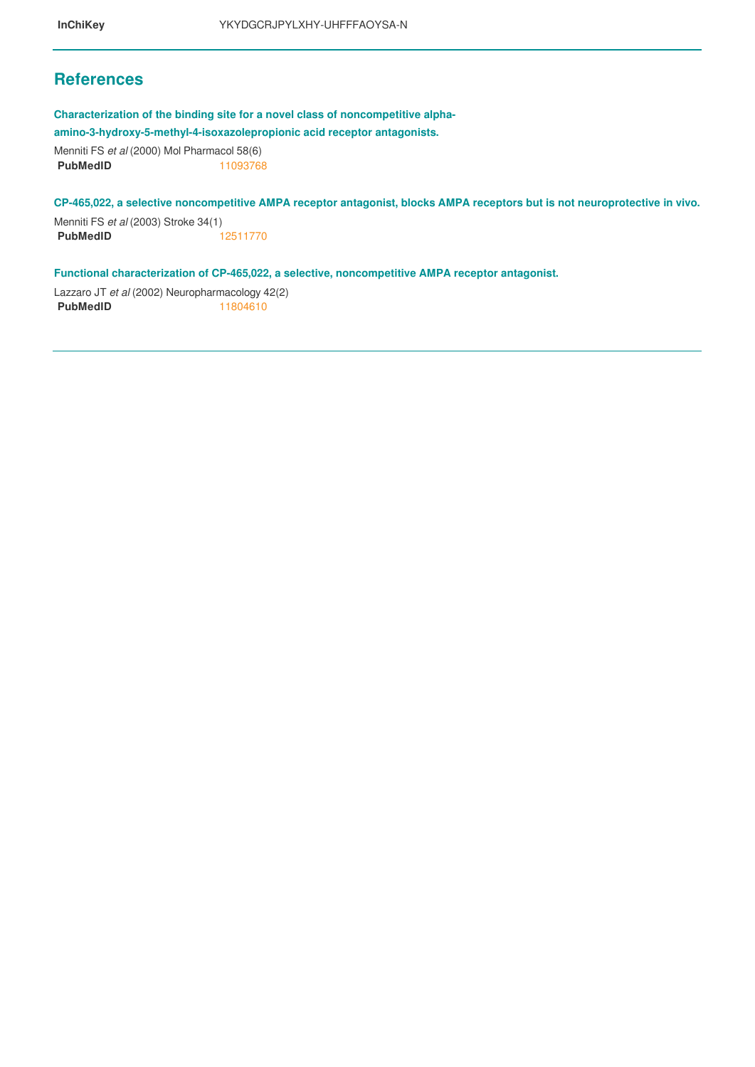| | |
|---|---|
| **InChiKey** | YKYDGCRJPYLXHY-UHFFFAOYSA-N |

## References

**Characterization of the binding site for a novel class of noncompetitive alpha-amino-3-hydroxy-5-methyl-4-isoxazolepropionic acid receptor antagonists.**

Menniti FS *et al* (2000) Mol Pharmacol 58(6)
**PubMedID** 11093768

**CP-465,022, a selective noncompetitive AMPA receptor antagonist, blocks AMPA receptors but is not neuroprotective in vivo.**

Menniti FS *et al* (2003) Stroke 34(1)
**PubMedID** 12511770

**Functional characterization of CP-465,022, a selective, noncompetitive AMPA receptor antagonist.**

Lazzaro JT *et al* (2002) Neuropharmacology 42(2)
**PubMedID** 11804610